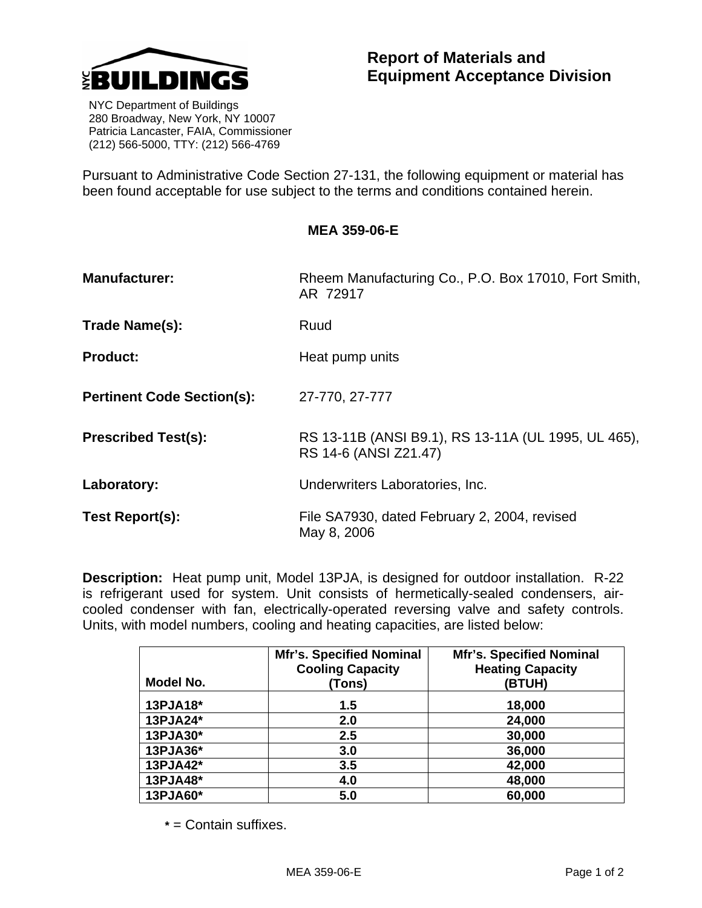NYC BUILDINGS

NYC Department of Buildings
280 Broadway, New York, NY 10007
Patricia Lancaster, FAIA, Commissioner
(212) 566-5000, TTY: (212) 566-4769

# Report of Materials and Equipment Acceptance Division

Pursuant to Administrative Code Section 27-131, the following equipment or material has been found acceptable for use subject to the terms and conditions contained herein.

## MEA 359-06-E

**Manufacturer:** Rheem Manufacturing Co., P.O. Box 17010, Fort Smith, AR 72917

**Trade Name(s):** Ruud

**Product:** Heat pump units

**Pertinent Code Section(s):** 27-770, 27-777

**Prescribed Test(s):** RS 13-11B (ANSI B9.1), RS 13-11A (UL 1995, UL 465), RS 14-6 (ANSI Z21.47)

**Laboratory:** Underwriters Laboratories, Inc.

**Test Report(s):** File SA7930, dated February 2, 2004, revised May 8, 2006

**Description:** Heat pump unit, Model 13PJA, is designed for outdoor installation. R-22 is refrigerant used for system. Unit consists of hermetically-sealed condensers, air-cooled condenser with fan, electrically-operated reversing valve and safety controls. Units, with model numbers, cooling and heating capacities, are listed below:

| Model No. | Mfr's. Specified Nominal Cooling Capacity (Tons) | Mfr's. Specified Nominal Heating Capacity (BTUH) |
|---|---|---|
| 13PJA18* | 1.5 | 18,000 |
| 13PJA24* | 2.0 | 24,000 |
| 13PJA30* | 2.5 | 30,000 |
| 13PJA36* | 3.0 | 36,000 |
| 13PJA42* | 3.5 | 42,000 |
| 13PJA48* | 4.0 | 48,000 |
| 13PJA60* | 5.0 | 60,000 |

* = Contain suffixes.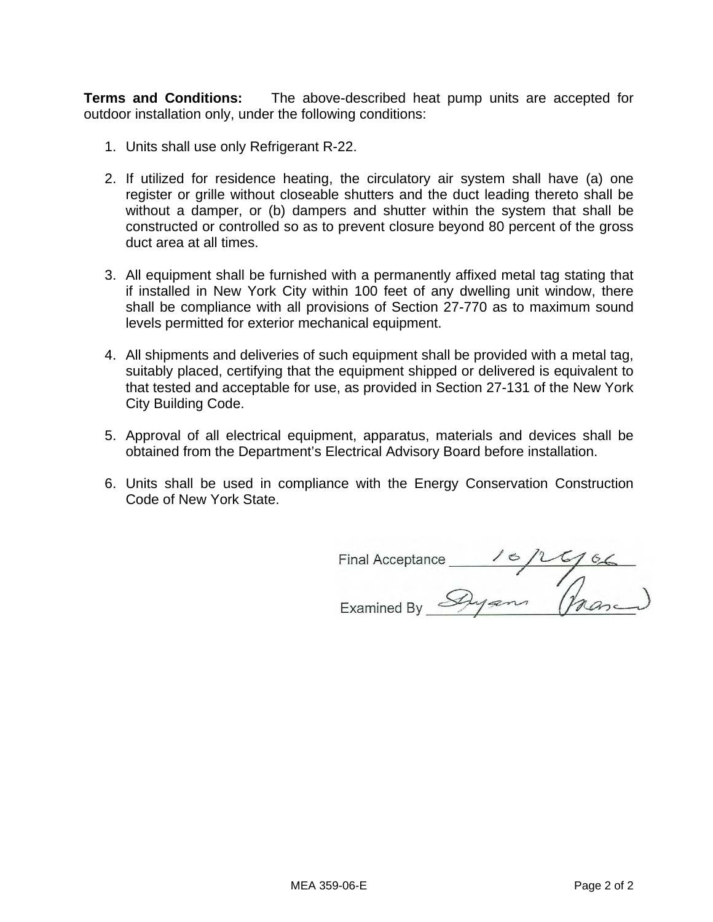**Terms and Conditions:** The above-described heat pump units are accepted for outdoor installation only, under the following conditions:

1. Units shall use only Refrigerant R-22.

2. If utilized for residence heating, the circulatory air system shall have (a) one register or grille without closeable shutters and the duct leading thereto shall be without a damper, or (b) dampers and shutter within the system that shall be constructed or controlled so as to prevent closure beyond 80 percent of the gross duct area at all times.

3. All equipment shall be furnished with a permanently affixed metal tag stating that if installed in New York City within 100 feet of any dwelling unit window, there shall be compliance with all provisions of Section 27-770 as to maximum sound levels permitted for exterior mechanical equipment.

4. All shipments and deliveries of such equipment shall be provided with a metal tag, suitably placed, certifying that the equipment shipped or delivered is equivalent to that tested and acceptable for use, as provided in Section 27-131 of the New York City Building Code.

5. Approval of all electrical equipment, apparatus, materials and devices shall be obtained from the Department's Electrical Advisory Board before installation.

6. Units shall be used in compliance with the Energy Conservation Construction Code of New York State.

Final Acceptance 10/26/06

Examined By Shyam Prasad

MEA 359-06-E